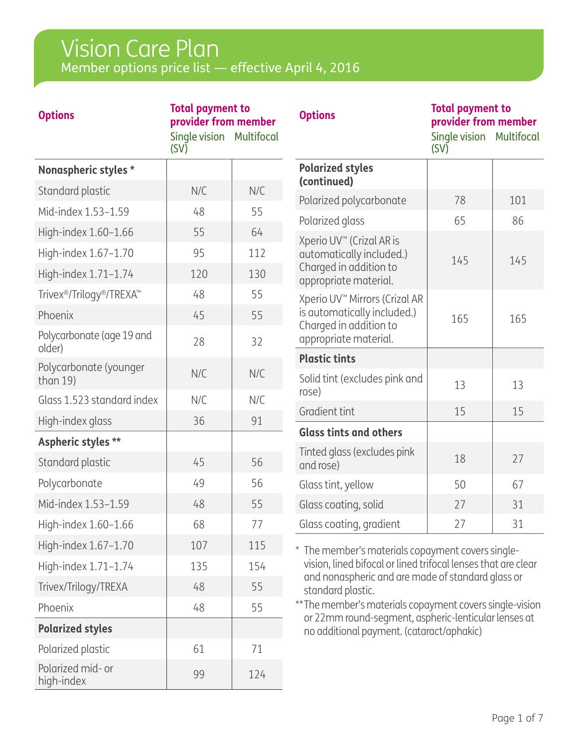# Vision Care Plan

## Member options price list — effective April 4, 2016

| Options | Total payment to provider from member | |
|---|---|---|
| | Single vision (SV) | Multifocal |
| **Nonaspheric styles *** | | |
| Standard plastic | N/C | N/C |
| Mid-index 1.53–1.59 | 48 | 55 |
| High-index 1.60–1.66 | 55 | 64 |
| High-index 1.67–1.70 | 95 | 112 |
| High-index 1.71–1.74 | 120 | 130 |
| Trivex®/Trilogy®/TREXA™ | 48 | 55 |
| Phoenix | 45 | 55 |
| Polycarbonate (age 19 and older) | 28 | 32 |
| Polycarbonate (younger than 19) | N/C | N/C |
| Glass 1.523 standard index | N/C | N/C |
| High-index glass | 36 | 91 |
| **Aspheric styles **** | | |
| Standard plastic | 45 | 56 |
| Polycarbonate | 49 | 56 |
| Mid-index 1.53–1.59 | 48 | 55 |
| High-index 1.60–1.66 | 68 | 77 |
| High-index 1.67–1.70 | 107 | 115 |
| High-index 1.71–1.74 | 135 | 154 |
| Trivex/Trilogy/TREXA | 48 | 55 |
| Phoenix | 48 | 55 |
| **Polarized styles** | | |
| Polarized plastic | 61 | 71 |
| Polarized mid- or high-index | 99 | 124 |
| **Polarized styles (continued)** | | |
| Polarized polycarbonate | 78 | 101 |
| Polarized glass | 65 | 86 |
| Xperio UV™ (Crizal AR is automatically included.) Charged in addition to appropriate material. | 145 | 145 |
| Xperio UV™ Mirrors (Crizal AR is automatically included.) Charged in addition to appropriate material. | 165 | 165 |
| **Plastic tints** | | |
| Solid tint (excludes pink and rose) | 13 | 13 |
| Gradient tint | 15 | 15 |
| **Glass tints and others** | | |
| Tinted glass (excludes pink and rose) | 18 | 27 |
| Glass tint, yellow | 50 | 67 |
| Glass coating, solid | 27 | 31 |
| Glass coating, gradient | 27 | 31 |

\* The member's materials copayment covers single-vision, lined bifocal or lined trifocal lenses that are clear and nonaspheric and are made of standard glass or standard plastic.

** The member's materials copayment covers single-vision or 22mm round-segment, aspheric-lenticular lenses at no additional payment. (cataract/aphakic)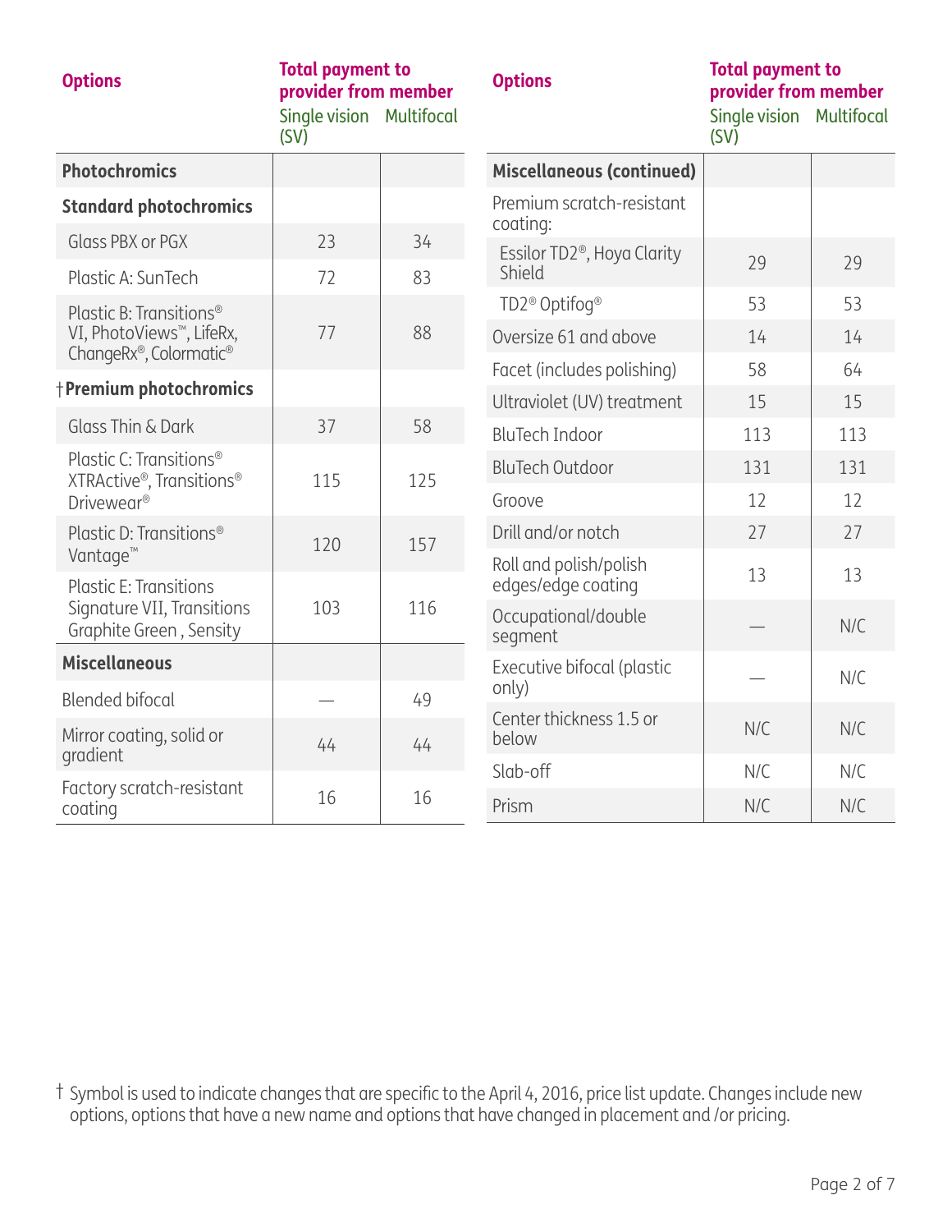| Options | Total payment to provider from member | |
|---|---|---|
| | Single vision (SV) | Multifocal |
| **Photochromics** | | |
| **Standard photochromics** | | |
| Glass PBX or PGX | 23 | 34 |
| Plastic A: SunTech | 72 | 83 |
| Plastic B: Transitions® VI, PhotoViews™, LifeRx, ChangeRx®, Colormatic® | 77 | 88 |
| †**Premium photochromics** | | |
| Glass Thin & Dark | 37 | 58 |
| Plastic C: Transitions® XTRActive®, Transitions® Drivewear® | 115 | 125 |
| Plastic D: Transitions® Vantage™ | 120 | 157 |
| Plastic E: Transitions Signature VII, Transitions Graphite Green , Sensity | 103 | 116 |
| **Miscellaneous** | | |
| Blended bifocal | — | 49 |
| Mirror coating, solid or gradient | 44 | 44 |
| Factory scratch-resistant coating | 16 | 16 |

| Options | Total payment to provider from member | |
|---|---|---|
| | Single vision (SV) | Multifocal |
| **Miscellaneous (continued)** | | |
| Premium scratch-resistant coating: | | |
| Essilor TD2®, Hoya Clarity Shield | 29 | 29 |
| TD2® Optifog® | 53 | 53 |
| Oversize 61 and above | 14 | 14 |
| Facet (includes polishing) | 58 | 64 |
| Ultraviolet (UV) treatment | 15 | 15 |
| BluTech Indoor | 113 | 113 |
| BluTech Outdoor | 131 | 131 |
| Groove | 12 | 12 |
| Drill and/or notch | 27 | 27 |
| Roll and polish/polish edges/edge coating | 13 | 13 |
| Occupational/double segment | — | N/C |
| Executive bifocal (plastic only) | — | N/C |
| Center thickness 1.5 or below | N/C | N/C |
| Slab-off | N/C | N/C |
| Prism | N/C | N/C |

† Symbol is used to indicate changes that are specific to the April 4, 2016, price list update. Changes include new options, options that have a new name and options that have changed in placement and /or pricing.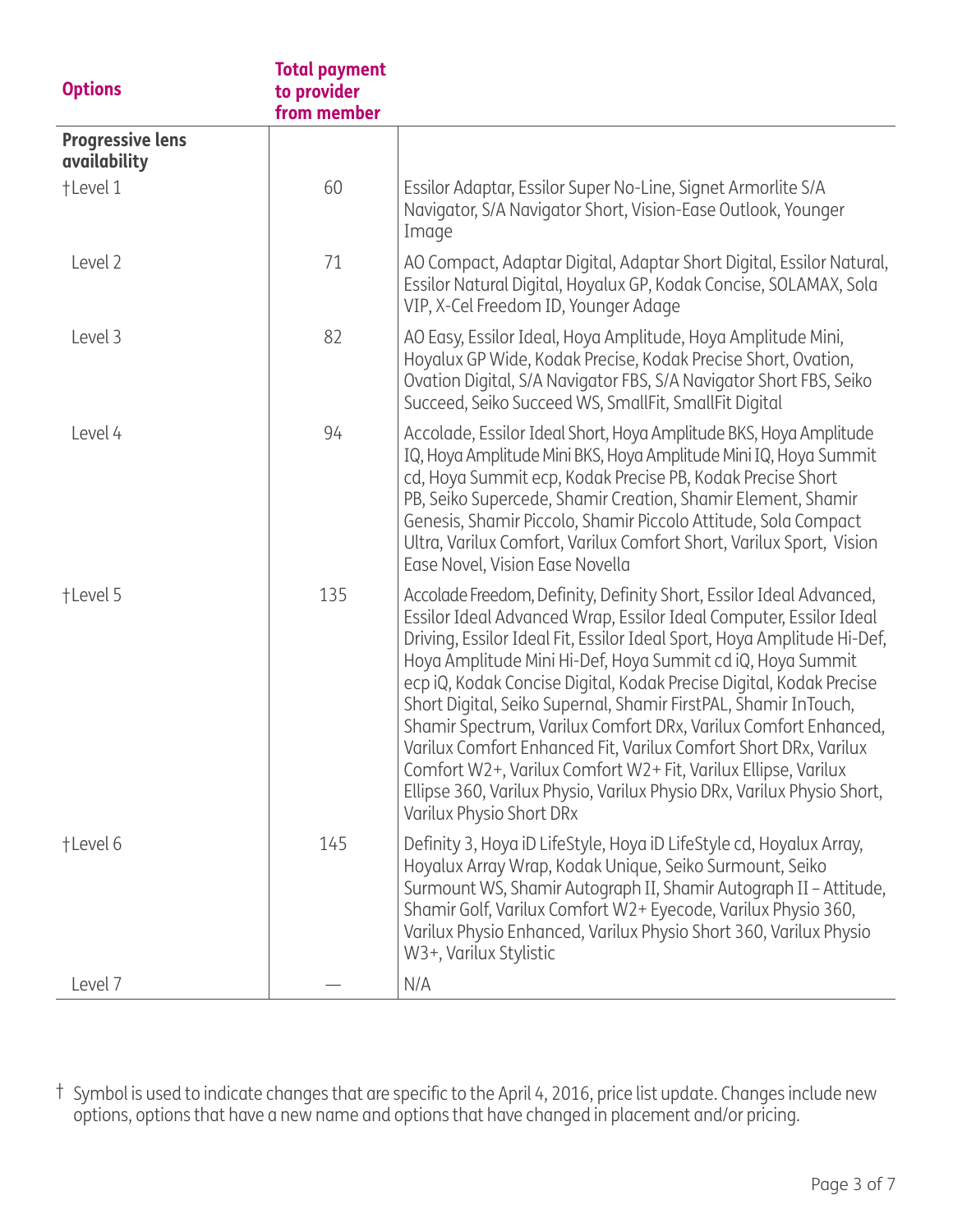| Options | Total payment to provider from member | |
|---|---|---|
| **Progressive lens availability** | | |
| †Level 1 | 60 | Essilor Adaptar, Essilor Super No-Line, Signet Armorlite S/A Navigator, S/A Navigator Short, Vision-Ease Outlook, Younger Image |
| Level 2 | 71 | AO Compact, Adaptar Digital, Adaptar Short Digital, Essilor Natural, Essilor Natural Digital, Hoyalux GP, Kodak Concise, SOLAMAX, Sola VIP, X-Cel Freedom ID, Younger Adage |
| Level 3 | 82 | AO Easy, Essilor Ideal, Hoya Amplitude, Hoya Amplitude Mini, Hoyalux GP Wide, Kodak Precise, Kodak Precise Short, Ovation, Ovation Digital, S/A Navigator FBS, S/A Navigator Short FBS, Seiko Succeed, Seiko Succeed WS, SmallFit, SmallFit Digital |
| Level 4 | 94 | Accolade, Essilor Ideal Short, Hoya Amplitude BKS, Hoya Amplitude IQ, Hoya Amplitude Mini BKS, Hoya Amplitude Mini IQ, Hoya Summit cd, Hoya Summit ecp, Kodak Precise PB, Kodak Precise Short PB, Seiko Supercede, Shamir Creation, Shamir Element, Shamir Genesis, Shamir Piccolo, Shamir Piccolo Attitude, Sola Compact Ultra, Varilux Comfort, Varilux Comfort Short, Varilux Sport, Vision Ease Novel, Vision Ease Novella |
| †Level 5 | 135 | Accolade Freedom, Definity, Definity Short, Essilor Ideal Advanced, Essilor Ideal Advanced Wrap, Essilor Ideal Computer, Essilor Ideal Driving, Essilor Ideal Fit, Essilor Ideal Sport, Hoya Amplitude Hi-Def, Hoya Amplitude Mini Hi-Def, Hoya Summit cd iQ, Hoya Summit ecp iQ, Kodak Concise Digital, Kodak Precise Digital, Kodak Precise Short Digital, Seiko Supernal, Shamir FirstPAL, Shamir InTouch, Shamir Spectrum, Varilux Comfort DRx, Varilux Comfort Enhanced, Varilux Comfort Enhanced Fit, Varilux Comfort Short DRx, Varilux Comfort W2+, Varilux Comfort W2+ Fit, Varilux Ellipse, Varilux Ellipse 360, Varilux Physio, Varilux Physio DRx, Varilux Physio Short, Varilux Physio Short DRx |
| †Level 6 | 145 | Definity 3, Hoya iD LifeStyle, Hoya iD LifeStyle cd, Hoyalux Array, Hoyalux Array Wrap, Kodak Unique, Seiko Surmount, Seiko Surmount WS, Shamir Autograph II, Shamir Autograph II – Attitude, Shamir Golf, Varilux Comfort W2+ Eyecode, Varilux Physio 360, Varilux Physio Enhanced, Varilux Physio Short 360, Varilux Physio W3+, Varilux Stylistic |
| Level 7 | — | N/A |

† Symbol is used to indicate changes that are specific to the April 4, 2016, price list update. Changes include new options, options that have a new name and options that have changed in placement and/or pricing.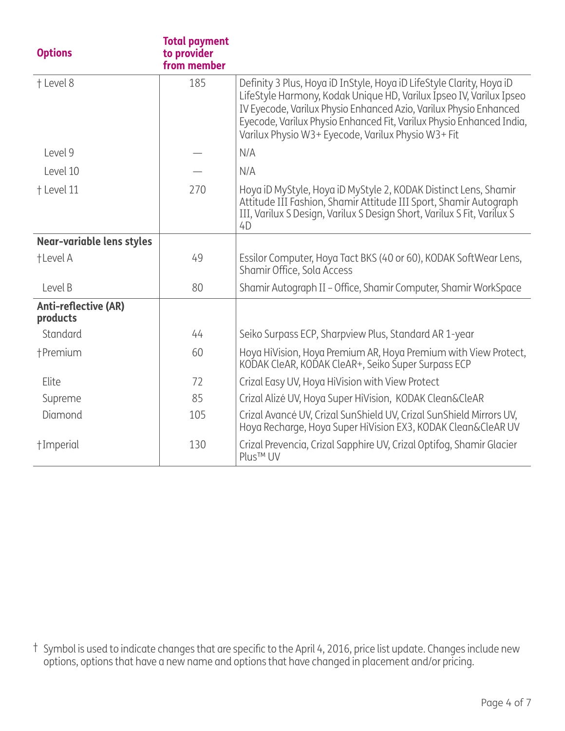| Options | Total payment to provider from member | |
|---|---|---|
| † Level 8 | 185 | Definity 3 Plus, Hoya iD InStyle, Hoya iD LifeStyle Clarity, Hoya iD LifeStyle Harmony, Kodak Unique HD, Varilux Ipseo IV, Varilux Ipseo IV Eyecode, Varilux Physio Enhanced Azio, Varilux Physio Enhanced Eyecode, Varilux Physio Enhanced Fit, Varilux Physio Enhanced India, Varilux Physio W3+ Eyecode, Varilux Physio W3+ Fit |
| Level 9 | — | N/A |
| Level 10 | — | N/A |
| † Level 11 | 270 | Hoya iD MyStyle, Hoya iD MyStyle 2, KODAK Distinct Lens, Shamir Attitude III Fashion, Shamir Attitude III Sport, Shamir Autograph III, Varilux S Design, Varilux S Design Short, Varilux S Fit, Varilux S 4D |
| **Near-variable lens styles** | | |
| †Level A | 49 | Essilor Computer, Hoya Tact BKS (40 or 60), KODAK SoftWear Lens, Shamir Office, Sola Access |
| Level B | 80 | Shamir Autograph II – Office, Shamir Computer, Shamir WorkSpace |
| **Anti-reflective (AR) products** | | |
| Standard | 44 | Seiko Surpass ECP, Sharpview Plus, Standard AR 1-year |
| †Premium | 60 | Hoya HiVision, Hoya Premium AR, Hoya Premium with View Protect, KODAK CleAR, KODAK CleAR+, Seiko Super Surpass ECP |
| Elite | 72 | Crizal Easy UV, Hoya HiVision with View Protect |
| Supreme | 85 | Crizal Alizé UV, Hoya Super HiVision, KODAK Clean&CleAR |
| Diamond | 105 | Crizal Avancé UV, Crizal SunShield UV, Crizal SunShield Mirrors UV, Hoya Recharge, Hoya Super HiVision EX3, KODAK Clean&CleAR UV |
| †Imperial | 130 | Crizal Prevencia, Crizal Sapphire UV, Crizal Optifog, Shamir Glacier Plus™ UV |

† Symbol is used to indicate changes that are specific to the April 4, 2016, price list update. Changes include new options, options that have a new name and options that have changed in placement and/or pricing.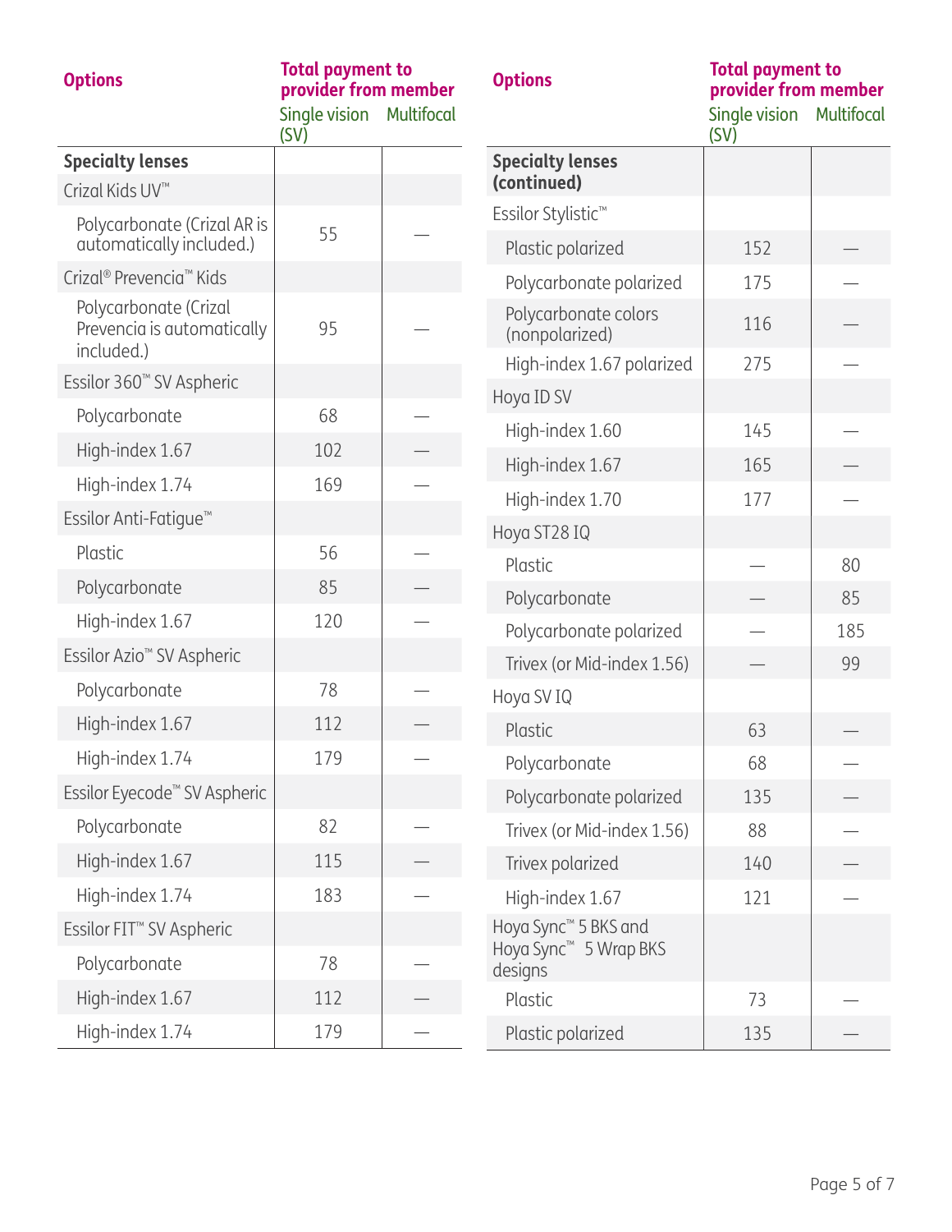| Options | Total payment to provider from member | |
|---|---|---|
| | Single vision (SV) | Multifocal |
| **Specialty lenses** | | |
| Crizal Kids UV™ | | |
| Polycarbonate (Crizal AR is automatically included.) | 55 | — |
| Crizal® Prevencia™ Kids | | |
| Polycarbonate (Crizal Prevencia is automatically included.) | 95 | — |
| Essilor 360™ SV Aspheric | | |
| Polycarbonate | 68 | — |
| High-index 1.67 | 102 | — |
| High-index 1.74 | 169 | — |
| Essilor Anti-Fatigue™ | | |
| Plastic | 56 | — |
| Polycarbonate | 85 | — |
| High-index 1.67 | 120 | — |
| Essilor Azio™ SV Aspheric | | |
| Polycarbonate | 78 | — |
| High-index 1.67 | 112 | — |
| High-index 1.74 | 179 | — |
| Essilor Eyecode™ SV Aspheric | | |
| Polycarbonate | 82 | — |
| High-index 1.67 | 115 | — |
| High-index 1.74 | 183 | — |
| Essilor FIT™ SV Aspheric | | |
| Polycarbonate | 78 | — |
| High-index 1.67 | 112 | — |
| High-index 1.74 | 179 | — |

| Options | Total payment to provider from member | |
|---|---|---|
| | Single vision (SV) | Multifocal |
| **Specialty lenses (continued)** | | |
| Essilor Stylistic™ | | |
| Plastic polarized | 152 | — |
| Polycarbonate polarized | 175 | — |
| Polycarbonate colors (nonpolarized) | 116 | — |
| High-index 1.67 polarized | 275 | — |
| Hoya ID SV | | |
| High-index 1.60 | 145 | — |
| High-index 1.67 | 165 | — |
| High-index 1.70 | 177 | — |
| Hoya ST28 IQ | | |
| Plastic | — | 80 |
| Polycarbonate | — | 85 |
| Polycarbonate polarized | — | 185 |
| Trivex (or Mid-index 1.56) | — | 99 |
| Hoya SV IQ | | |
| Plastic | 63 | — |
| Polycarbonate | 68 | — |
| Polycarbonate polarized | 135 | — |
| Trivex (or Mid-index 1.56) | 88 | — |
| Trivex polarized | 140 | — |
| High-index 1.67 | 121 | — |
| Hoya Sync™ 5 BKS and Hoya Sync™ 5 Wrap BKS designs | | |
| Plastic | 73 | — |
| Plastic polarized | 135 | — |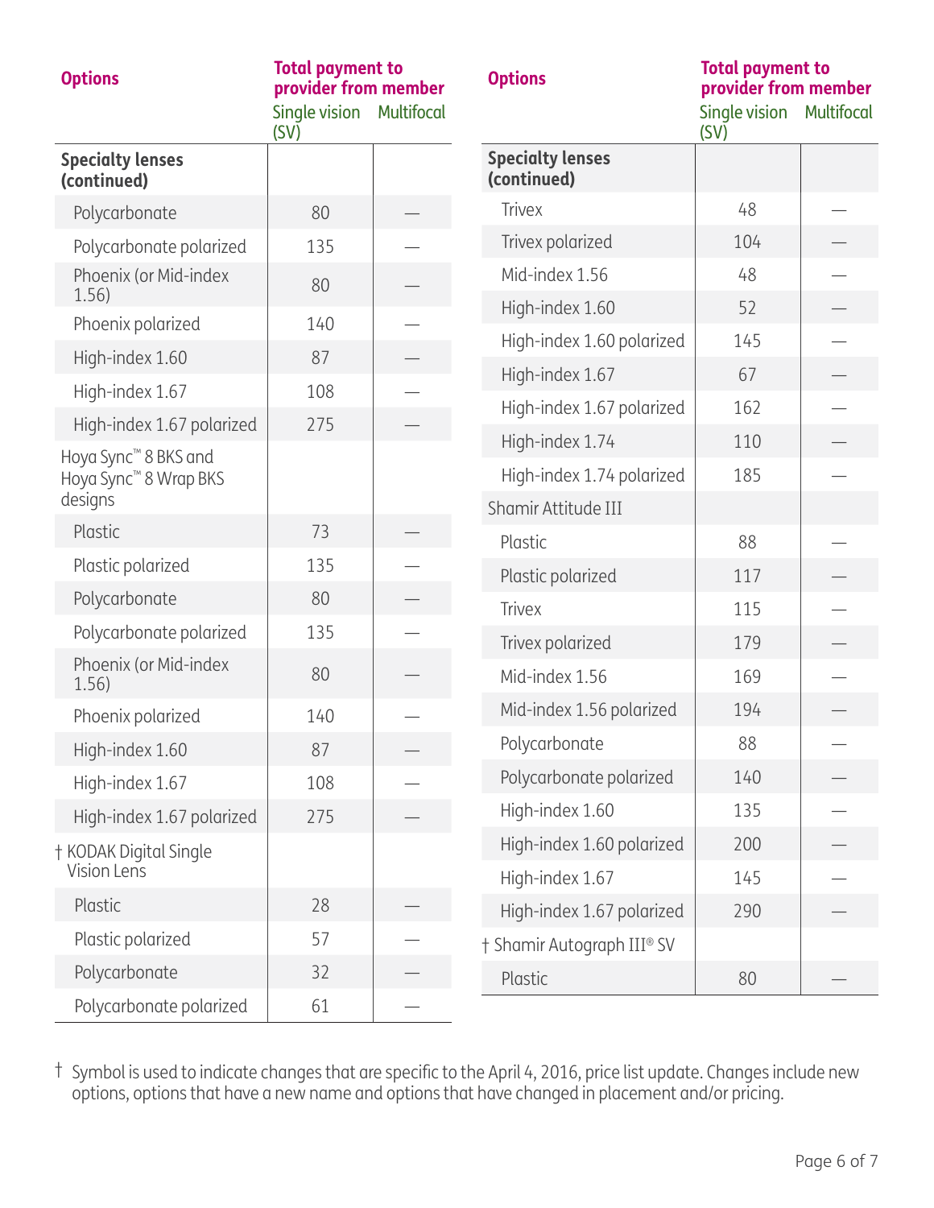| Options | Total payment to provider from member | |
|---|---|---|
| | Single vision (SV) | Multifocal |
| **Specialty lenses (continued)** | | |
| Polycarbonate | 80 | — |
| Polycarbonate polarized | 135 | — |
| Phoenix (or Mid-index 1.56) | 80 | — |
| Phoenix polarized | 140 | — |
| High-index 1.60 | 87 | — |
| High-index 1.67 | 108 | — |
| High-index 1.67 polarized | 275 | — |
| Hoya Sync™ 8 BKS and Hoya Sync™ 8 Wrap BKS designs | | |
| Plastic | 73 | — |
| Plastic polarized | 135 | — |
| Polycarbonate | 80 | — |
| Polycarbonate polarized | 135 | — |
| Phoenix (or Mid-index 1.56) | 80 | — |
| Phoenix polarized | 140 | — |
| High-index 1.60 | 87 | — |
| High-index 1.67 | 108 | — |
| High-index 1.67 polarized | 275 | — |
| † KODAK Digital Single Vision Lens | | |
| Plastic | 28 | — |
| Plastic polarized | 57 | — |
| Polycarbonate | 32 | — |
| Polycarbonate polarized | 61 | — |

| Options | Total payment to provider from member | |
|---|---|---|
| | Single vision (SV) | Multifocal |
| **Specialty lenses (continued)** | | |
| Trivex | 48 | — |
| Trivex polarized | 104 | — |
| Mid-index 1.56 | 48 | — |
| High-index 1.60 | 52 | — |
| High-index 1.60 polarized | 145 | — |
| High-index 1.67 | 67 | — |
| High-index 1.67 polarized | 162 | — |
| High-index 1.74 | 110 | — |
| High-index 1.74 polarized | 185 | — |
| Shamir Attitude III | | |
| Plastic | 88 | — |
| Plastic polarized | 117 | — |
| Trivex | 115 | — |
| Trivex polarized | 179 | — |
| Mid-index 1.56 | 169 | — |
| Mid-index 1.56 polarized | 194 | — |
| Polycarbonate | 88 | — |
| Polycarbonate polarized | 140 | — |
| High-index 1.60 | 135 | — |
| High-index 1.60 polarized | 200 | — |
| High-index 1.67 | 145 | — |
| High-index 1.67 polarized | 290 | — |
| † Shamir Autograph III® SV | | |
| Plastic | 80 | — |

† Symbol is used to indicate changes that are specific to the April 4, 2016, price list update. Changes include new options, options that have a new name and options that have changed in placement and/or pricing.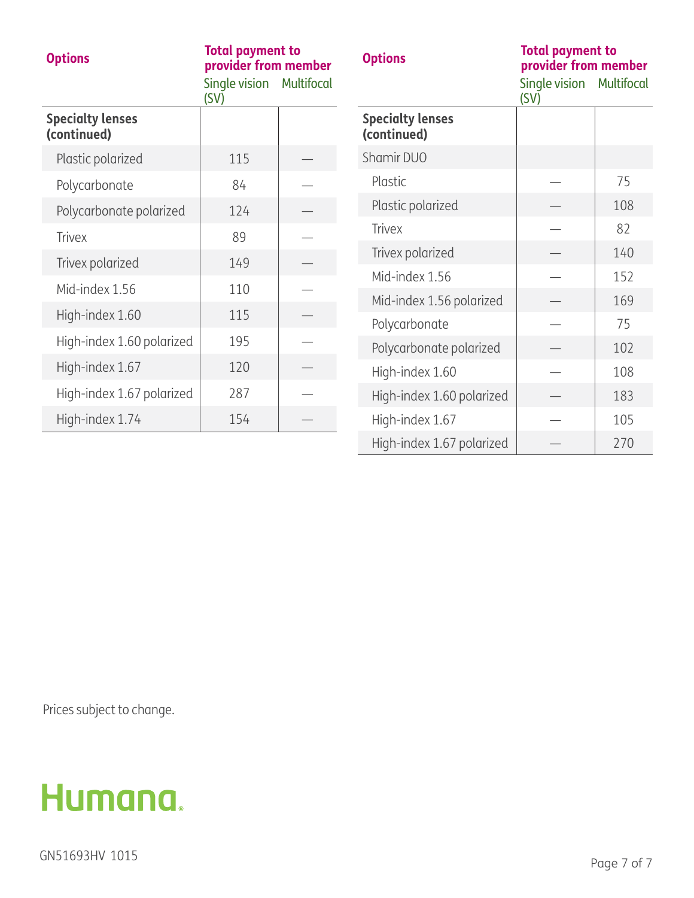| Options | Total payment to provider from member | |
|---|---|---|
| | Single vision (SV) | Multifocal |
| **Specialty lenses (continued)** | | |
| Plastic polarized | 115 | — |
| Polycarbonate | 84 | — |
| Polycarbonate polarized | 124 | — |
| Trivex | 89 | — |
| Trivex polarized | 149 | — |
| Mid-index 1.56 | 110 | — |
| High-index 1.60 | 115 | — |
| High-index 1.60 polarized | 195 | — |
| High-index 1.67 | 120 | — |
| High-index 1.67 polarized | 287 | — |
| High-index 1.74 | 154 | — |

| Options | Total payment to provider from member | |
|---|---|---|
| | Single vision (SV) | Multifocal |
| **Specialty lenses (continued)** | | |
| Shamir DUO | | |
| Plastic | — | 75 |
| Plastic polarized | — | 108 |
| Trivex | — | 82 |
| Trivex polarized | — | 140 |
| Mid-index 1.56 | — | 152 |
| Mid-index 1.56 polarized | — | 169 |
| Polycarbonate | — | 75 |
| Polycarbonate polarized | — | 102 |
| High-index 1.60 | — | 108 |
| High-index 1.60 polarized | — | 183 |
| High-index 1.67 | — | 105 |
| High-index 1.67 polarized | — | 270 |

Prices subject to change.

Humana.

GN51693HV 1015